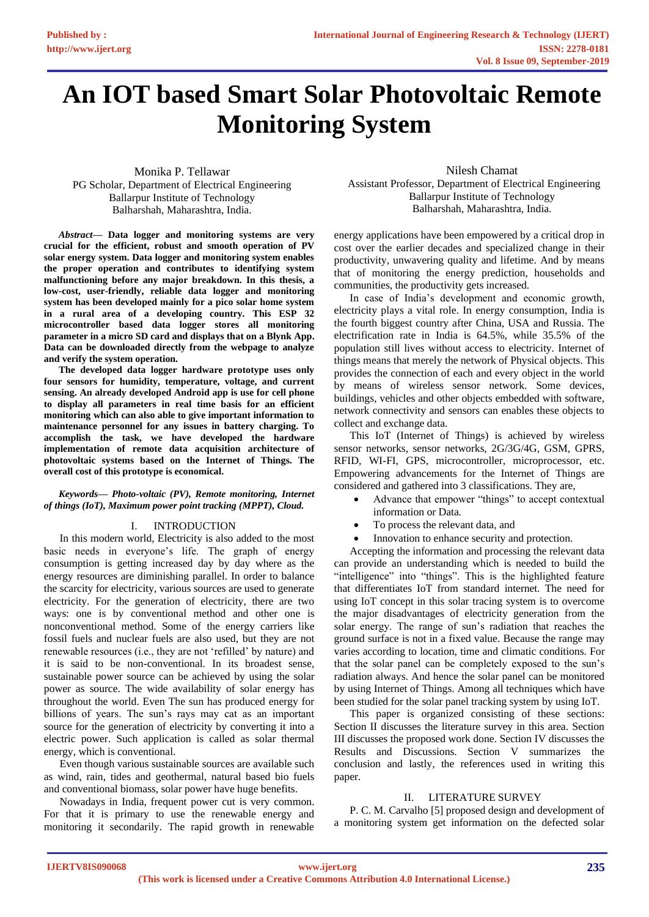# An IOT based Smart Solar Photovoltaic Remote Monitoring System

Monika P. Tellawar
PG Scholar, Department of Electrical Engineering
Ballarpur Institute of Technology
Balharshah, Maharashtra, India.

Nilesh Chamat
Assistant Professor, Department of Electrical Engineering
Ballarpur Institute of Technology
Balharshah, Maharashtra, India.

***Abstract*— Data logger and monitoring systems are very crucial for the efficient, robust and smooth operation of PV solar energy system. Data logger and monitoring system enables the proper operation and contributes to identifying system malfunctioning before any major breakdown. In this thesis, a low-cost, user-friendly, reliable data logger and monitoring system has been developed mainly for a pico solar home system in a rural area of a developing country. This ESP 32 microcontroller based data logger stores all monitoring parameter in a micro SD card and displays that on a Blynk App. Data can be downloaded directly from the webpage to analyze and verify the system operation.**

**The developed data logger hardware prototype uses only four sensors for humidity, temperature, voltage, and current sensing. An already developed Android app is use for cell phone to display all parameters in real time basis for an efficient monitoring which can also able to give important information to maintenance personnel for any issues in battery charging. To accomplish the task, we have developed the hardware implementation of remote data acquisition architecture of photovoltaic systems based on the Internet of Things. The overall cost of this prototype is economical.**

***Keywords*— *Photo-voltaic (PV), Remote monitoring, Internet of things (IoT), Maximum power point tracking (MPPT), Cloud.***

## I. INTRODUCTION

In this modern world, Electricity is also added to the most basic needs in everyone's life. The graph of energy consumption is getting increased day by day where as the energy resources are diminishing parallel. In order to balance the scarcity for electricity, various sources are used to generate electricity. For the generation of electricity, there are two ways: one is by conventional method and other one is nonconventional method. Some of the energy carriers like fossil fuels and nuclear fuels are also used, but they are not renewable resources (i.e., they are not 'refilled' by nature) and it is said to be non-conventional. In its broadest sense, sustainable power source can be achieved by using the solar power as source. The wide availability of solar energy has throughout the world. Even The sun has produced energy for billions of years. The sun's rays may cat as an important source for the generation of electricity by converting it into a electric power. Such application is called as solar thermal energy, which is conventional.

Even though various sustainable sources are available such as wind, rain, tides and geothermal, natural based bio fuels and conventional biomass, solar power have huge benefits.

Nowadays in India, frequent power cut is very common. For that it is primary to use the renewable energy and monitoring it secondarily. The rapid growth in renewable energy applications have been empowered by a critical drop in cost over the earlier decades and specialized change in their productivity, unwavering quality and lifetime. And by means that of monitoring the energy prediction, households and communities, the productivity gets increased.

In case of India's development and economic growth, electricity plays a vital role. In energy consumption, India is the fourth biggest country after China, USA and Russia. The electrification rate in India is 64.5%, while 35.5% of the population still lives without access to electricity. Internet of things means that merely the network of Physical objects. This provides the connection of each and every object in the world by means of wireless sensor network. Some devices, buildings, vehicles and other objects embedded with software, network connectivity and sensors can enables these objects to collect and exchange data.

This IoT (Internet of Things) is achieved by wireless sensor networks, sensor networks, 2G/3G/4G, GSM, GPRS, RFID, WI-FI, GPS, microcontroller, microprocessor, etc. Empowering advancements for the Internet of Things are considered and gathered into 3 classifications. They are,

- Advance that empower "things" to accept contextual information or Data.
- To process the relevant data, and
- Innovation to enhance security and protection.

Accepting the information and processing the relevant data can provide an understanding which is needed to build the "intelligence" into "things". This is the highlighted feature that differentiates IoT from standard internet. The need for using IoT concept in this solar tracing system is to overcome the major disadvantages of electricity generation from the solar energy. The range of sun's radiation that reaches the ground surface is not in a fixed value. Because the range may varies according to location, time and climatic conditions. For that the solar panel can be completely exposed to the sun's radiation always. And hence the solar panel can be monitored by using Internet of Things. Among all techniques which have been studied for the solar panel tracking system by using IoT.

This paper is organized consisting of these sections: Section II discusses the literature survey in this area. Section III discusses the proposed work done. Section IV discusses the Results and Discussions. Section V summarizes the conclusion and lastly, the references used in writing this paper.

## II. LITERATURE SURVEY

P. C. M. Carvalho [5] proposed design and development of a monitoring system get information on the defected solar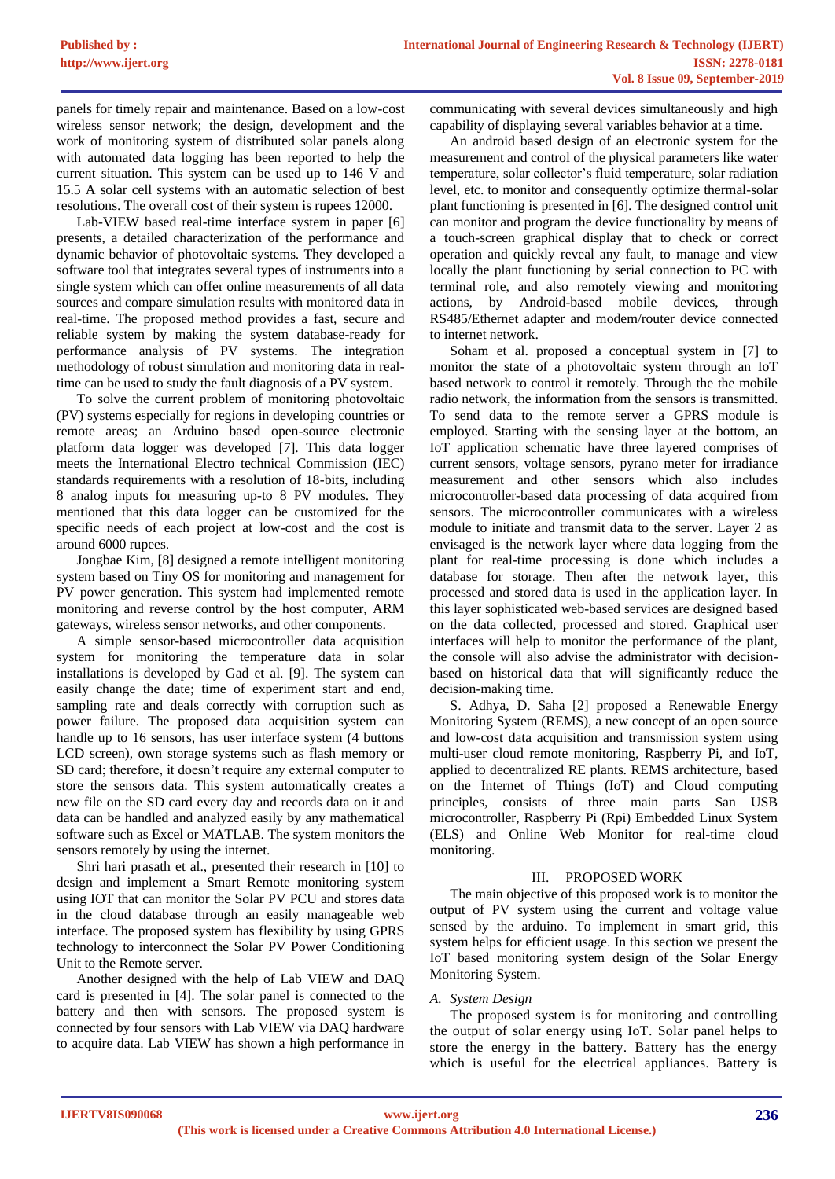panels for timely repair and maintenance. Based on a low-cost wireless sensor network; the design, development and the work of monitoring system of distributed solar panels along with automated data logging has been reported to help the current situation. This system can be used up to 146 V and 15.5 A solar cell systems with an automatic selection of best resolutions. The overall cost of their system is rupees 12000.

Lab-VIEW based real-time interface system in paper [6] presents, a detailed characterization of the performance and dynamic behavior of photovoltaic systems. They developed a software tool that integrates several types of instruments into a single system which can offer online measurements of all data sources and compare simulation results with monitored data in real-time. The proposed method provides a fast, secure and reliable system by making the system database-ready for performance analysis of PV systems. The integration methodology of robust simulation and monitoring data in real-time can be used to study the fault diagnosis of a PV system.

To solve the current problem of monitoring photovoltaic (PV) systems especially for regions in developing countries or remote areas; an Arduino based open-source electronic platform data logger was developed [7]. This data logger meets the International Electro technical Commission (IEC) standards requirements with a resolution of 18-bits, including 8 analog inputs for measuring up-to 8 PV modules. They mentioned that this data logger can be customized for the specific needs of each project at low-cost and the cost is around 6000 rupees.

Jongbae Kim, [8] designed a remote intelligent monitoring system based on Tiny OS for monitoring and management for PV power generation. This system had implemented remote monitoring and reverse control by the host computer, ARM gateways, wireless sensor networks, and other components.

A simple sensor-based microcontroller data acquisition system for monitoring the temperature data in solar installations is developed by Gad et al. [9]. The system can easily change the date; time of experiment start and end, sampling rate and deals correctly with corruption such as power failure. The proposed data acquisition system can handle up to 16 sensors, has user interface system (4 buttons LCD screen), own storage systems such as flash memory or SD card; therefore, it doesn't require any external computer to store the sensors data. This system automatically creates a new file on the SD card every day and records data on it and data can be handled and analyzed easily by any mathematical software such as Excel or MATLAB. The system monitors the sensors remotely by using the internet.

Shri hari prasath et al., presented their research in [10] to design and implement a Smart Remote monitoring system using IOT that can monitor the Solar PV PCU and stores data in the cloud database through an easily manageable web interface. The proposed system has flexibility by using GPRS technology to interconnect the Solar PV Power Conditioning Unit to the Remote server.

Another designed with the help of Lab VIEW and DAQ card is presented in [4]. The solar panel is connected to the battery and then with sensors. The proposed system is connected by four sensors with Lab VIEW via DAQ hardware to acquire data. Lab VIEW has shown a high performance in communicating with several devices simultaneously and high capability of displaying several variables behavior at a time.

An android based design of an electronic system for the measurement and control of the physical parameters like water temperature, solar collector's fluid temperature, solar radiation level, etc. to monitor and consequently optimize thermal-solar plant functioning is presented in [6]. The designed control unit can monitor and program the device functionality by means of a touch-screen graphical display that to check or correct operation and quickly reveal any fault, to manage and view locally the plant functioning by serial connection to PC with terminal role, and also remotely viewing and monitoring actions, by Android-based mobile devices, through RS485/Ethernet adapter and modem/router device connected to internet network.

Soham et al. proposed a conceptual system in [7] to monitor the state of a photovoltaic system through an IoT based network to control it remotely. Through the the mobile radio network, the information from the sensors is transmitted. To send data to the remote server a GPRS module is employed. Starting with the sensing layer at the bottom, an IoT application schematic have three layered comprises of current sensors, voltage sensors, pyrano meter for irradiance measurement and other sensors which also includes microcontroller-based data processing of data acquired from sensors. The microcontroller communicates with a wireless module to initiate and transmit data to the server. Layer 2 as envisaged is the network layer where data logging from the plant for real-time processing is done which includes a database for storage. Then after the network layer, this processed and stored data is used in the application layer. In this layer sophisticated web-based services are designed based on the data collected, processed and stored. Graphical user interfaces will help to monitor the performance of the plant, the console will also advise the administrator with decision-based on historical data that will significantly reduce the decision-making time.

S. Adhya, D. Saha [2] proposed a Renewable Energy Monitoring System (REMS), a new concept of an open source and low-cost data acquisition and transmission system using multi-user cloud remote monitoring, Raspberry Pi, and IoT, applied to decentralized RE plants. REMS architecture, based on the Internet of Things (IoT) and Cloud computing principles, consists of three main parts San USB microcontroller, Raspberry Pi (Rpi) Embedded Linux System (ELS) and Online Web Monitor for real-time cloud monitoring.

## III. PROPOSED WORK

The main objective of this proposed work is to monitor the output of PV system using the current and voltage value sensed by the arduino. To implement in smart grid, this system helps for efficient usage. In this section we present the IoT based monitoring system design of the Solar Energy Monitoring System.

### *A. System Design*

The proposed system is for monitoring and controlling the output of solar energy using IoT. Solar panel helps to store the energy in the battery. Battery has the energy which is useful for the electrical appliances. Battery is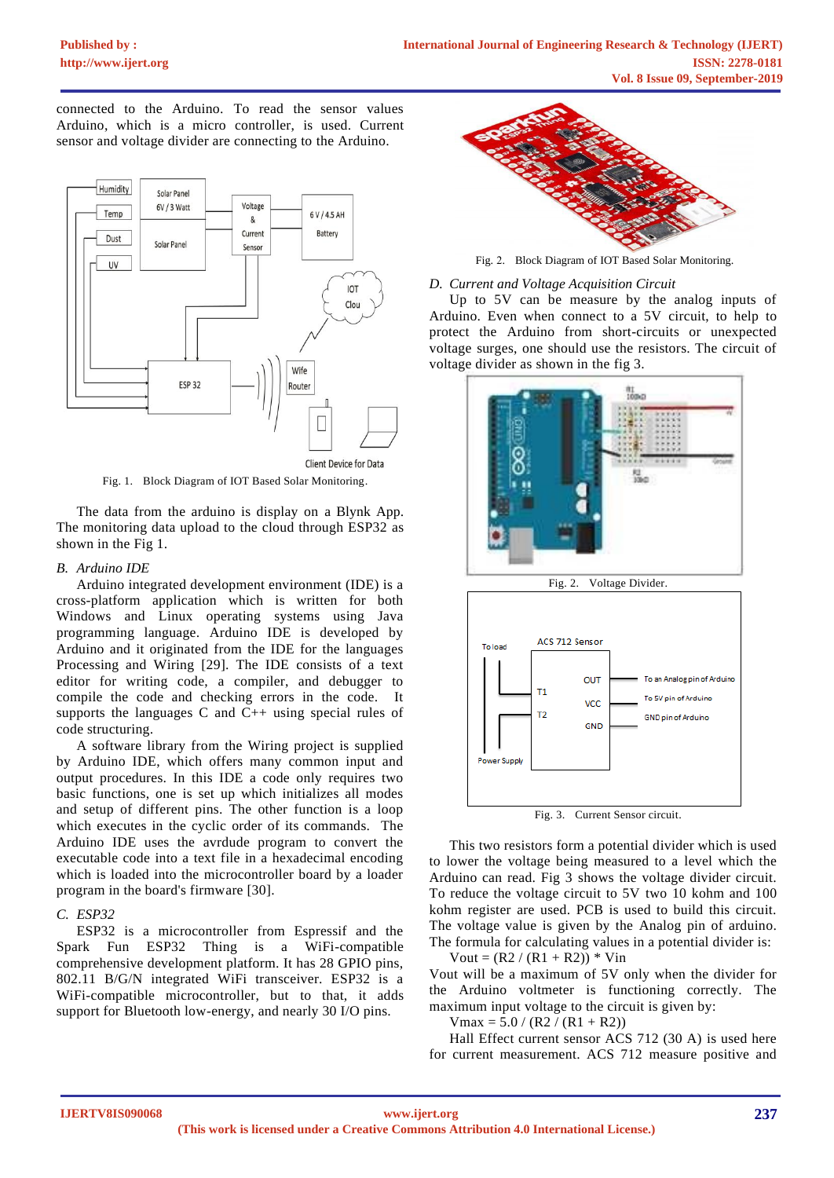connected to the Arduino. To read the sensor values Arduino, which is a micro controller, is used. Current sensor and voltage divider are connecting to the Arduino.

Fig. 1. Block Diagram of IOT Based Solar Monitoring.

The data from the arduino is display on a Blynk App. The monitoring data upload to the cloud through ESP32 as shown in the Fig 1.

### *B. Arduino IDE*

Arduino integrated development environment (IDE) is a cross-platform application which is written for both Windows and Linux operating systems using Java programming language. Arduino IDE is developed by Arduino and it originated from the IDE for the languages Processing and Wiring [29]. The IDE consists of a text editor for writing code, a compiler, and debugger to compile the code and checking errors in the code. It supports the languages C and C++ using special rules of code structuring.

A software library from the Wiring project is supplied by Arduino IDE, which offers many common input and output procedures. In this IDE a code only requires two basic functions, one is set up which initializes all modes and setup of different pins. The other function is a loop which executes in the cyclic order of its commands. The Arduino IDE uses the avrdude program to convert the executable code into a text file in a hexadecimal encoding which is loaded into the microcontroller board by a loader program in the board's firmware [30].

### *C. ESP32*

ESP32 is a microcontroller from Espressif and the Spark Fun ESP32 Thing is a WiFi-compatible comprehensive development platform. It has 28 GPIO pins, 802.11 B/G/N integrated WiFi transceiver. ESP32 is a WiFi-compatible microcontroller, but to that, it adds support for Bluetooth low-energy, and nearly 30 I/O pins.

Fig. 2. Block Diagram of IOT Based Solar Monitoring.

### *D. Current and Voltage Acquisition Circuit*

Up to 5V can be measure by the analog inputs of Arduino. Even when connect to a 5V circuit, to help to protect the Arduino from short-circuits or unexpected voltage surges, one should use the resistors. The circuit of voltage divider as shown in the fig 3.

Fig. 2. Voltage Divider.

Fig. 3. Current Sensor circuit.

This two resistors form a potential divider which is used to lower the voltage being measured to a level which the Arduino can read. Fig 3 shows the voltage divider circuit. To reduce the voltage circuit to 5V two 10 kohm and 100 kohm register are used. PCB is used to build this circuit. The voltage value is given by the Analog pin of arduino. The formula for calculating values in a potential divider is:

$$V_{out} = (R2 / (R1 + R2)) * V_{in}$$

Vout will be a maximum of 5V only when the divider for the Arduino voltmeter is functioning correctly. The maximum input voltage to the circuit is given by:

$$V_{max} = 5.0 / (R2 / (R1 + R2))$$

Hall Effect current sensor ACS 712 (30 A) is used here for current measurement. ACS 712 measure positive and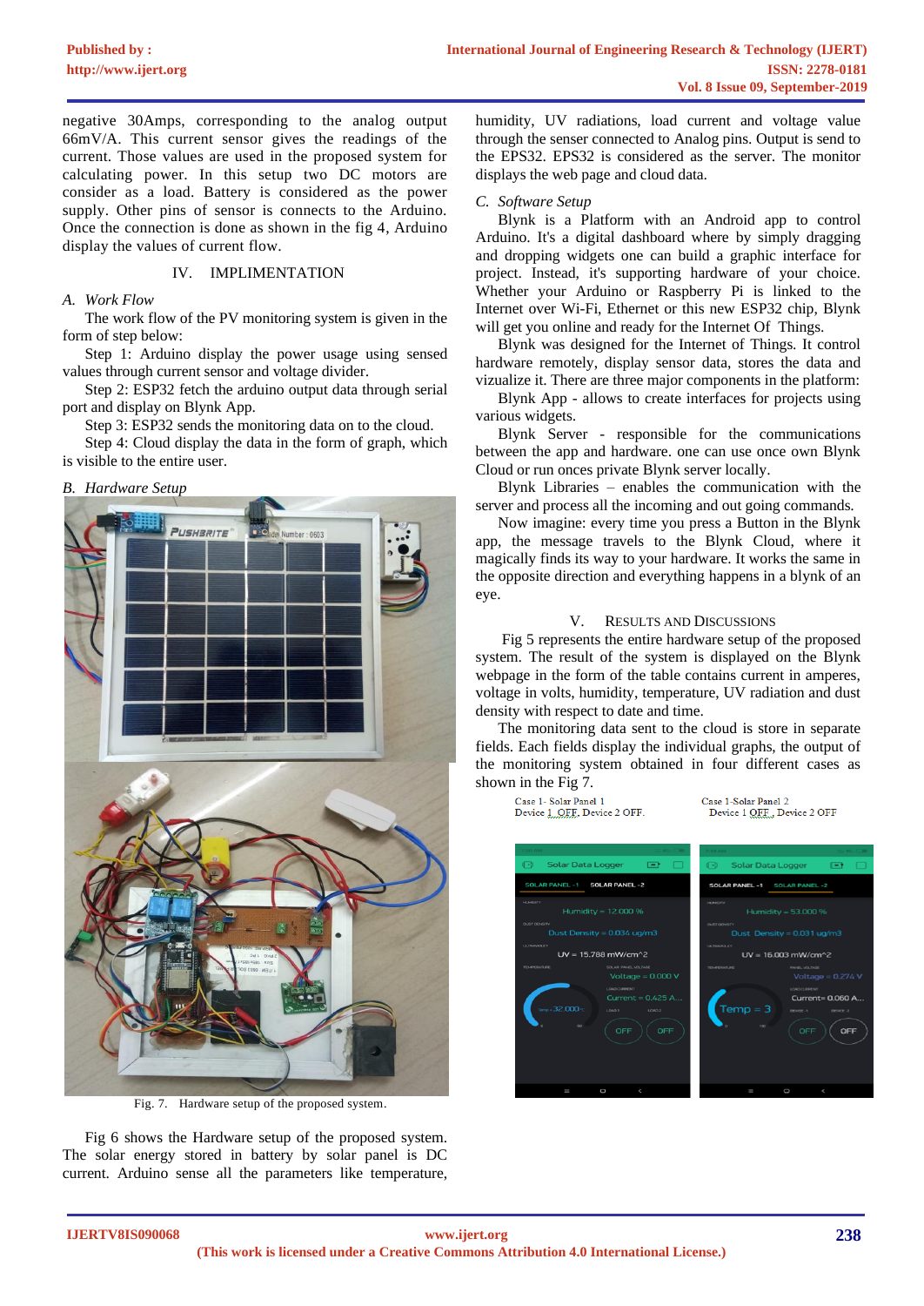negative 30Amps, corresponding to the analog output 66mV/A. This current sensor gives the readings of the current. Those values are used in the proposed system for calculating power. In this setup two DC motors are consider as a load. Battery is considered as the power supply. Other pins of sensor is connects to the Arduino. Once the connection is done as shown in the fig 4, Arduino display the values of current flow.

## IV. IMPLIMENTATION

### A. Work Flow

The work flow of the PV monitoring system is given in the form of step below:

Step 1: Arduino display the power usage using sensed values through current sensor and voltage divider.

Step 2: ESP32 fetch the arduino output data through serial port and display on Blynk App.

Step 3: ESP32 sends the monitoring data on to the cloud.

Step 4: Cloud display the data in the form of graph, which is visible to the entire user.

### B. Hardware Setup

Fig. 7. Hardware setup of the proposed system.

Fig 6 shows the Hardware setup of the proposed system. The solar energy stored in battery by solar panel is DC current. Arduino sense all the parameters like temperature, humidity, UV radiations, load current and voltage value through the senser connected to Analog pins. Output is send to the EPS32. EPS32 is considered as the server. The monitor displays the web page and cloud data.

### C. Software Setup

Blynk is a Platform with an Android app to control Arduino. It's a digital dashboard where by simply dragging and dropping widgets one can build a graphic interface for project. Instead, it's supporting hardware of your choice. Whether your Arduino or Raspberry Pi is linked to the Internet over Wi-Fi, Ethernet or this new ESP32 chip, Blynk will get you online and ready for the Internet Of Things.

Blynk was designed for the Internet of Things. It control hardware remotely, display sensor data, stores the data and vizualize it. There are three major components in the platform:

Blynk App - allows to create interfaces for projects using various widgets.

Blynk Server - responsible for the communications between the app and hardware. one can use once own Blynk Cloud or run onces private Blynk server locally.

Blynk Libraries – enables the communication with the server and process all the incoming and out going commands.

Now imagine: every time you press a Button in the Blynk app, the message travels to the Blynk Cloud, where it magically finds its way to your hardware. It works the same in the opposite direction and everything happens in a blynk of an eye.

## V. RESULTS AND DISCUSSIONS

Fig 5 represents the entire hardware setup of the proposed system. The result of the system is displayed on the Blynk webpage in the form of the table contains current in amperes, voltage in volts, humidity, temperature, UV radiation and dust density with respect to date and time.

The monitoring data sent to the cloud is store in separate fields. Each fields display the individual graphs, the output of the monitoring system obtained in four different cases as shown in the Fig 7.

Case 1- Solar Panel 1
Device 1 OFF, Device 2 OFF.

Case 1-Solar Panel 2
Device 1 OFF , Device 2 OFF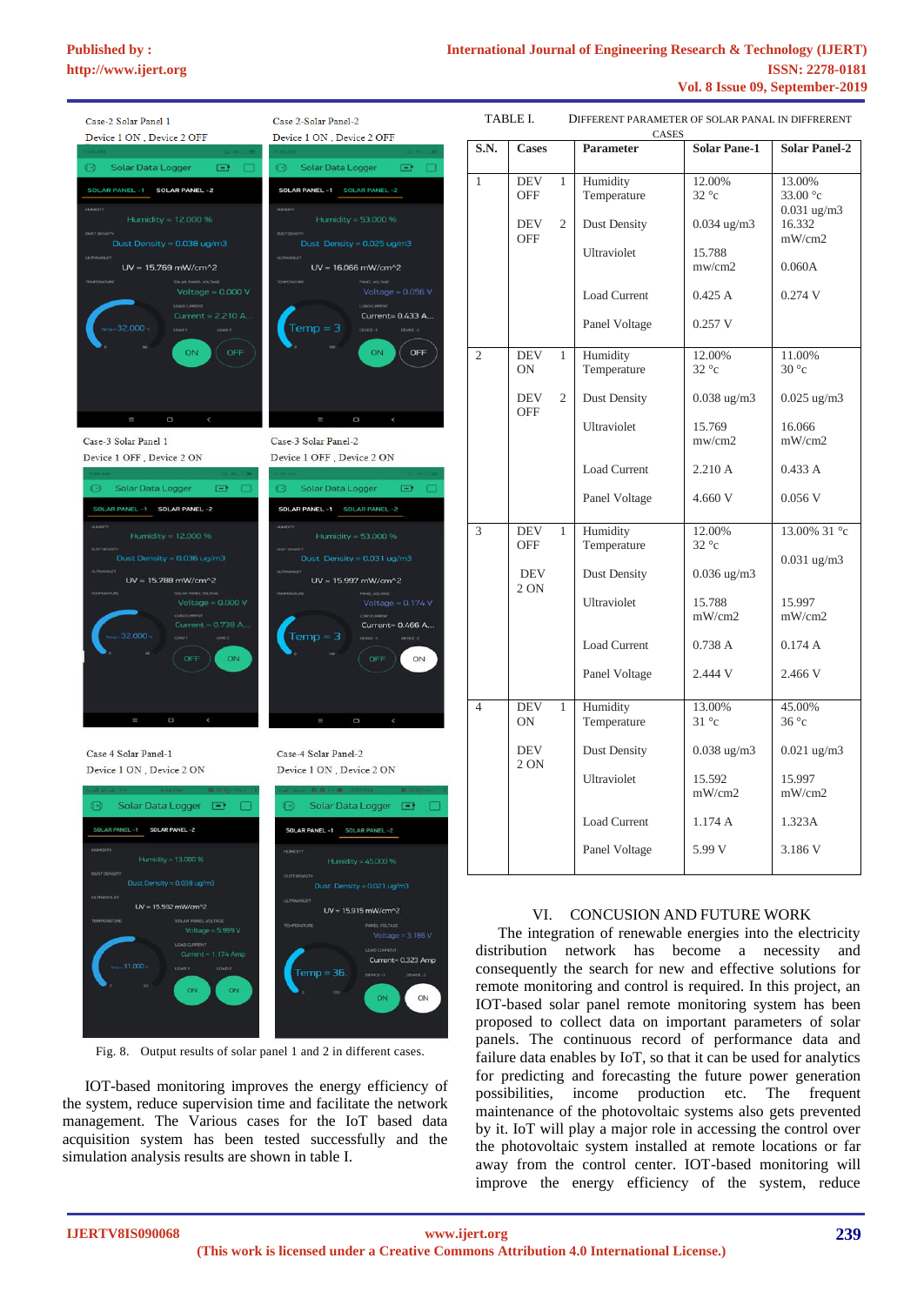Case-2 Solar Panel 1
Device 1 ON , Device 2 OFF

Case 2-Solar Panel-2
Device 1 ON , Device 2 OFF

Case-3 Solar Panel 1
Device 1 OFF , Device 2 ON

Case-3 Solar Panel-2
Device 1 OFF , Device 2 ON

Case 4 Solar Panel-1
Device 1 ON , Device 2 ON

Case-4 Solar Panel-2
Device 1 ON , Device 2 ON

Fig. 8. Output results of solar panel 1 and 2 in different cases.

IOT-based monitoring improves the energy efficiency of the system, reduce supervision time and facilitate the network management. The Various cases for the IoT based data acquisition system has been tested successfully and the simulation analysis results are shown in table I.

TABLE I. DIFFERENT PARAMETER OF SOLAR PANAL IN DIFFRERENT CASES

| S.N. | Cases | Parameter | Solar Pane-1 | Solar Panel-2 |
|---|---|---|---|---|
| 1 | DEV 1 OFF<br>DEV 2 OFF | Humidity<br>Temperature<br>Dust Density<br>Ultraviolet<br>Load Current<br>Panel Voltage | 12.00%<br>32 °c<br>0.034 ug/m3<br>15.788 mw/cm2<br>0.425 A<br>0.257 V | 13.00%<br>33.00 °c<br>0.031 ug/m3<br>16.332 mW/cm2<br>0.060A<br>0.274 V |
| 2 | DEV 1 ON<br>DEV 2 OFF | Humidity<br>Temperature<br>Dust Density<br>Ultraviolet<br>Load Current<br>Panel Voltage | 12.00%<br>32 °c<br>0.038 ug/m3<br>15.769 mw/cm2<br>2.210 A<br>4.660 V | 11.00%<br>30 °c<br>0.025 ug/m3<br>16.066 mW/cm2<br>0.433 A<br>0.056 V |
| 3 | DEV 1 OFF<br>DEV 2 ON | Humidity<br>Temperature<br>Dust Density<br>Ultraviolet<br>Load Current<br>Panel Voltage | 12.00%<br>32 °c<br>0.036 ug/m3<br>15.788 mW/cm2<br>0.738 A<br>2.444 V | 13.00% 31 °c<br>0.031 ug/m3<br>15.997 mW/cm2<br>0.174 A<br>2.466 V |
| 4 | DEV 1 ON<br>DEV 2 ON | Humidity<br>Temperature<br>Dust Density<br>Ultraviolet<br>Load Current<br>Panel Voltage | 13.00%<br>31 °c<br>0.038 ug/m3<br>15.592 mW/cm2<br>1.174 A<br>5.99 V | 45.00%<br>36 °c<br>0.021 ug/m3<br>15.997 mW/cm2<br>1.323A<br>3.186 V |

## VI. CONCUSION AND FUTURE WORK

The integration of renewable energies into the electricity distribution network has become a necessity and consequently the search for new and effective solutions for remote monitoring and control is required. In this project, an IOT-based solar panel remote monitoring system has been proposed to collect data on important parameters of solar panels. The continuous record of performance data and failure data enables by IoT, so that it can be used for analytics for predicting and forecasting the future power generation possibilities, income production etc. The frequent maintenance of the photovoltaic systems also gets prevented by it. IoT will play a major role in accessing the control over the photovoltaic system installed at remote locations or far away from the control center. IOT-based monitoring will improve the energy efficiency of the system, reduce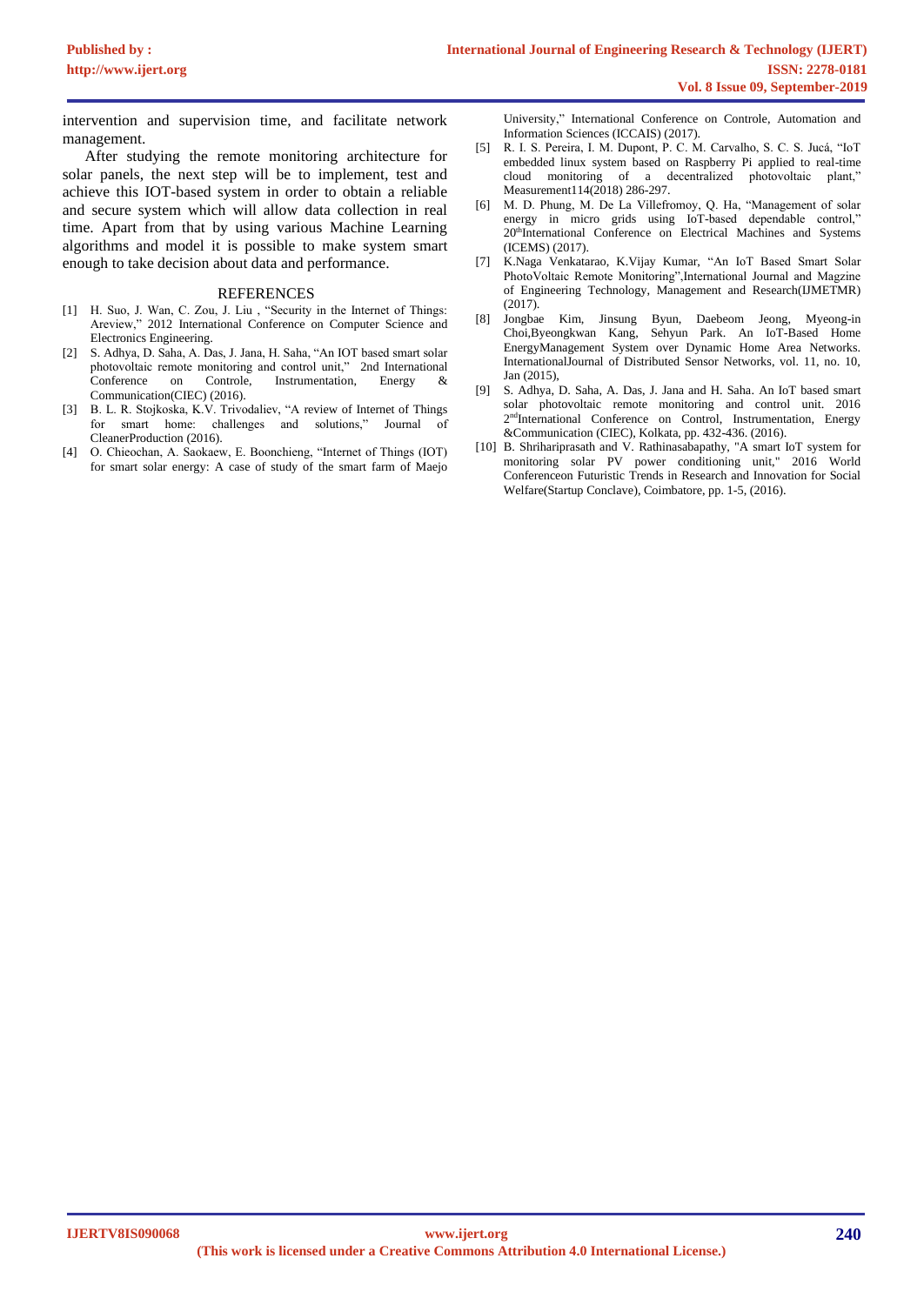intervention and supervision time, and facilitate network management.

After studying the remote monitoring architecture for solar panels, the next step will be to implement, test and achieve this IOT-based system in order to obtain a reliable and secure system which will allow data collection in real time. Apart from that by using various Machine Learning algorithms and model it is possible to make system smart enough to take decision about data and performance.

## REFERENCES

[1] H. Suo, J. Wan, C. Zou, J. Liu , "Security in the Internet of Things: Areview," 2012 International Conference on Computer Science and Electronics Engineering.

[2] S. Adhya, D. Saha, A. Das, J. Jana, H. Saha, "An IOT based smart solar photovoltaic remote monitoring and control unit," 2nd International Conference on Controle, Instrumentation, Energy & Communication(CIEC) (2016).

[3] B. L. R. Stojkoska, K.V. Trivodaliev, "A review of Internet of Things for smart home: challenges and solutions," Journal of CleanerProduction (2016).

[4] O. Chieochan, A. Saokaew, E. Boonchieng, "Internet of Things (IOT) for smart solar energy: A case of study of the smart farm of Maejo University," International Conference on Controle, Automation and Information Sciences (ICCAIS) (2017).

[5] R. I. S. Pereira, I. M. Dupont, P. C. M. Carvalho, S. C. S. Jucá, "IoT embedded linux system based on Raspberry Pi applied to real-time cloud monitoring of a decentralized photovoltaic plant," Measurement114(2018) 286-297.

[6] M. D. Phung, M. De La Villefromoy, Q. Ha, "Management of solar energy in micro grids using IoT-based dependable control," 20thInternational Conference on Electrical Machines and Systems (ICEMS) (2017).

[7] K.Naga Venkatarao, K.Vijay Kumar, "An IoT Based Smart Solar PhotoVoltaic Remote Monitoring",International Journal and Magzine of Engineering Technology, Management and Research(IJMETMR) (2017).

[8] Jongbae Kim, Jinsung Byun, Daebeom Jeong, Myeong-in Choi,Byeongkwan Kang, Sehyun Park. An IoT-Based Home EnergyManagement System over Dynamic Home Area Networks. InternationalJournal of Distributed Sensor Networks, vol. 11, no. 10, Jan (2015),

[9] S. Adhya, D. Saha, A. Das, J. Jana and H. Saha. An IoT based smart solar photovoltaic remote monitoring and control unit. 2016 2ndInternational Conference on Control, Instrumentation, Energy &Communication (CIEC), Kolkata, pp. 432-436. (2016).

[10] B. Shrihariprasath and V. Rathinasabapathy, "A smart IoT system for monitoring solar PV power conditioning unit," 2016 World Conferenceon Futuristic Trends in Research and Innovation for Social Welfare(Startup Conclave), Coimbatore, pp. 1-5, (2016).